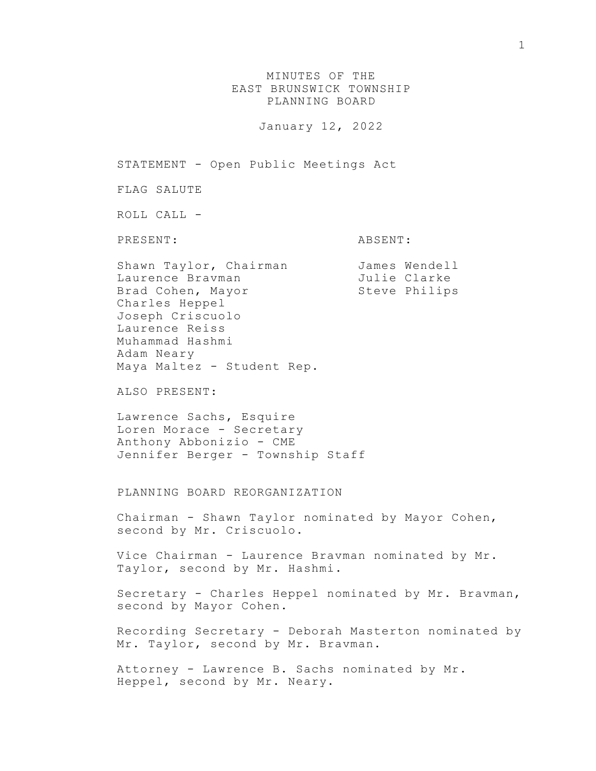# MINUTES OF THE EAST BRUNSWICK TOWNSHIP PLANNING BOARD

January 12, 2022

STATEMENT - Open Public Meetings Act

FLAG SALUTE

ROLL CALL -

| PRESENT: | ABSENT: |
|---|---|
| Shawn Taylor, Chairman | James Wendell |
| Laurence Bravman | Julie Clarke |
| Brad Cohen, Mayor | Steve Philips |
| Charles Heppel | |
| Joseph Criscuolo | |
| Laurence Reiss | |
| Muhammad Hashmi | |
| Adam Neary | |
| Maya Maltez - Student Rep. | |

ALSO PRESENT:

Lawrence Sachs, Esquire
Loren Morace - Secretary
Anthony Abbonizio - CME
Jennifer Berger - Township Staff

PLANNING BOARD REORGANIZATION

Chairman - Shawn Taylor nominated by Mayor Cohen, second by Mr. Criscuolo.

Vice Chairman - Laurence Bravman nominated by Mr. Taylor, second by Mr. Hashmi.

Secretary - Charles Heppel nominated by Mr. Bravman, second by Mayor Cohen.

Recording Secretary - Deborah Masterton nominated by Mr. Taylor, second by Mr. Bravman.

Attorney - Lawrence B. Sachs nominated by Mr. Heppel, second by Mr. Neary.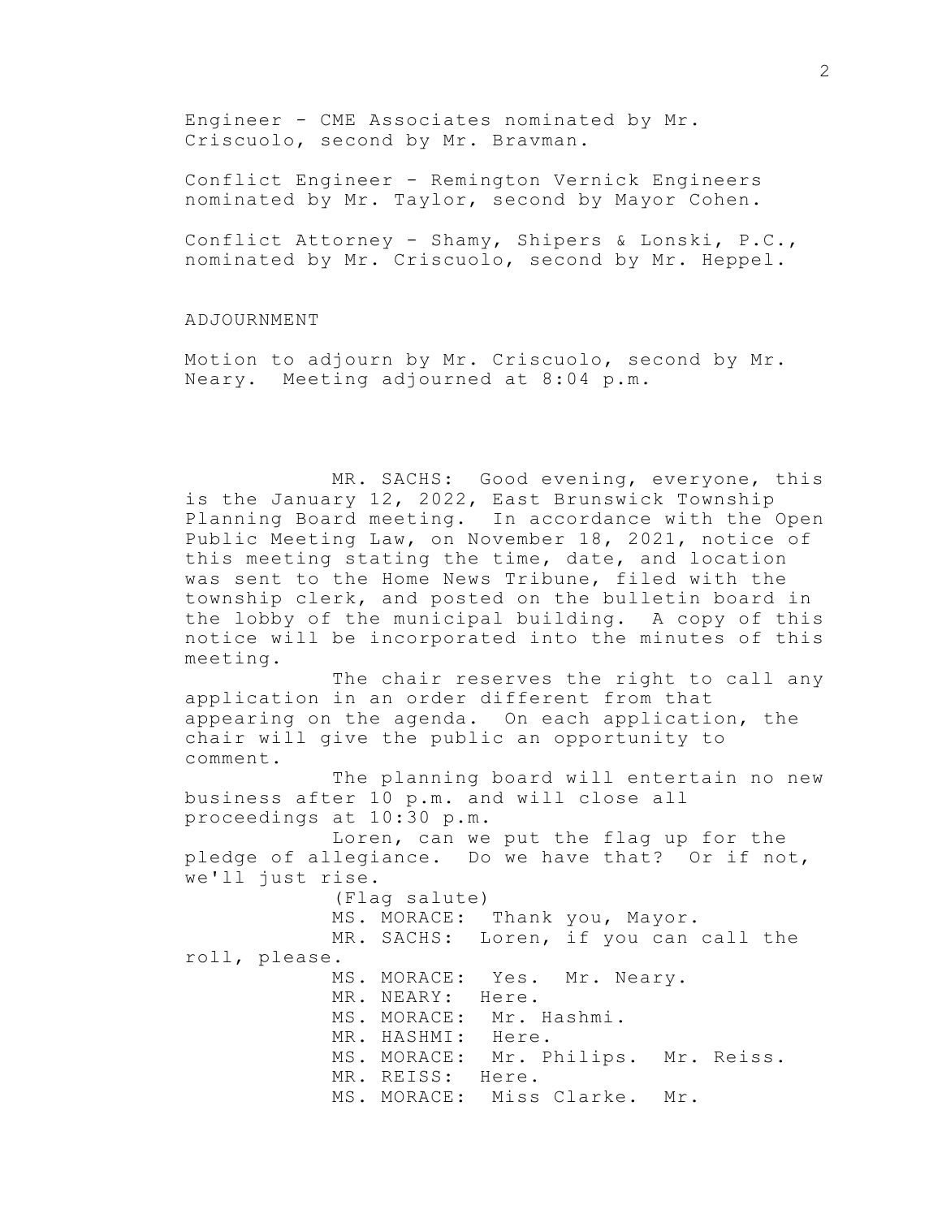Engineer - CME Associates nominated by Mr. Criscuolo, second by Mr. Bravman.

Conflict Engineer - Remington Vernick Engineers nominated by Mr. Taylor, second by Mayor Cohen.

Conflict Attorney - Shamy, Shipers & Lonski, P.C., nominated by Mr. Criscuolo, second by Mr. Heppel.

ADJOURNMENT

Motion to adjourn by Mr. Criscuolo, second by Mr. Neary. Meeting adjourned at 8:04 p.m.

MR. SACHS: Good evening, everyone, this is the January 12, 2022, East Brunswick Township Planning Board meeting. In accordance with the Open Public Meeting Law, on November 18, 2021, notice of this meeting stating the time, date, and location was sent to the Home News Tribune, filed with the township clerk, and posted on the bulletin board in the lobby of the municipal building. A copy of this notice will be incorporated into the minutes of this meeting.

The chair reserves the right to call any application in an order different from that appearing on the agenda. On each application, the chair will give the public an opportunity to comment.

The planning board will entertain no new business after 10 p.m. and will close all proceedings at 10:30 p.m.

Loren, can we put the flag up for the pledge of allegiance. Do we have that? Or if not, we'll just rise.

(Flag salute)

MS. MORACE: Thank you, Mayor.

MR. SACHS: Loren, if you can call the roll, please.

MS. MORACE: Yes. Mr. Neary.

MR. NEARY: Here.

MS. MORACE: Mr. Hashmi.

MR. HASHMI: Here.

MS. MORACE: Mr. Philips. Mr. Reiss.

MR. REISS: Here.

MS. MORACE: Miss Clarke. Mr.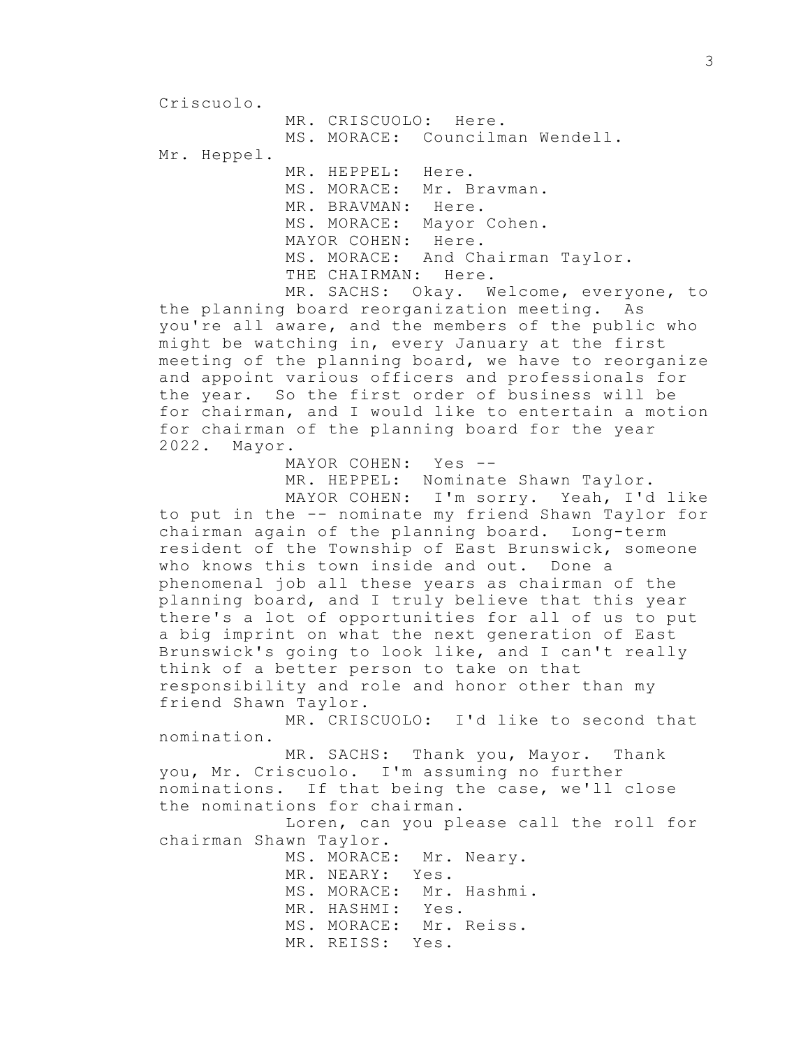Criscuolo.

MR. CRISCUOLO: Here.

MS. MORACE: Councilman Wendell.

Mr. Heppel.

MR. HEPPEL: Here.

MS. MORACE: Mr. Bravman.

MR. BRAVMAN: Here.

MS. MORACE: Mayor Cohen.

MAYOR COHEN: Here.

MS. MORACE: And Chairman Taylor.

THE CHAIRMAN: Here.

MR. SACHS: Okay. Welcome, everyone, to the planning board reorganization meeting. As you're all aware, and the members of the public who might be watching in, every January at the first meeting of the planning board, we have to reorganize and appoint various officers and professionals for the year. So the first order of business will be for chairman, and I would like to entertain a motion for chairman of the planning board for the year 2022. Mayor.

MAYOR COHEN: Yes --

MR. HEPPEL: Nominate Shawn Taylor.

MAYOR COHEN: I'm sorry. Yeah, I'd like to put in the -- nominate my friend Shawn Taylor for chairman again of the planning board. Long-term resident of the Township of East Brunswick, someone who knows this town inside and out. Done a phenomenal job all these years as chairman of the planning board, and I truly believe that this year there's a lot of opportunities for all of us to put a big imprint on what the next generation of East Brunswick's going to look like, and I can't really think of a better person to take on that responsibility and role and honor other than my friend Shawn Taylor.

MR. CRISCUOLO: I'd like to second that nomination.

MR. SACHS: Thank you, Mayor. Thank you, Mr. Criscuolo. I'm assuming no further nominations. If that being the case, we'll close the nominations for chairman.

Loren, can you please call the roll for chairman Shawn Taylor.

MS. MORACE: Mr. Neary.

MR. NEARY: Yes.

MS. MORACE: Mr. Hashmi.

MR. HASHMI: Yes.

MS. MORACE: Mr. Reiss.

MR. REISS: Yes.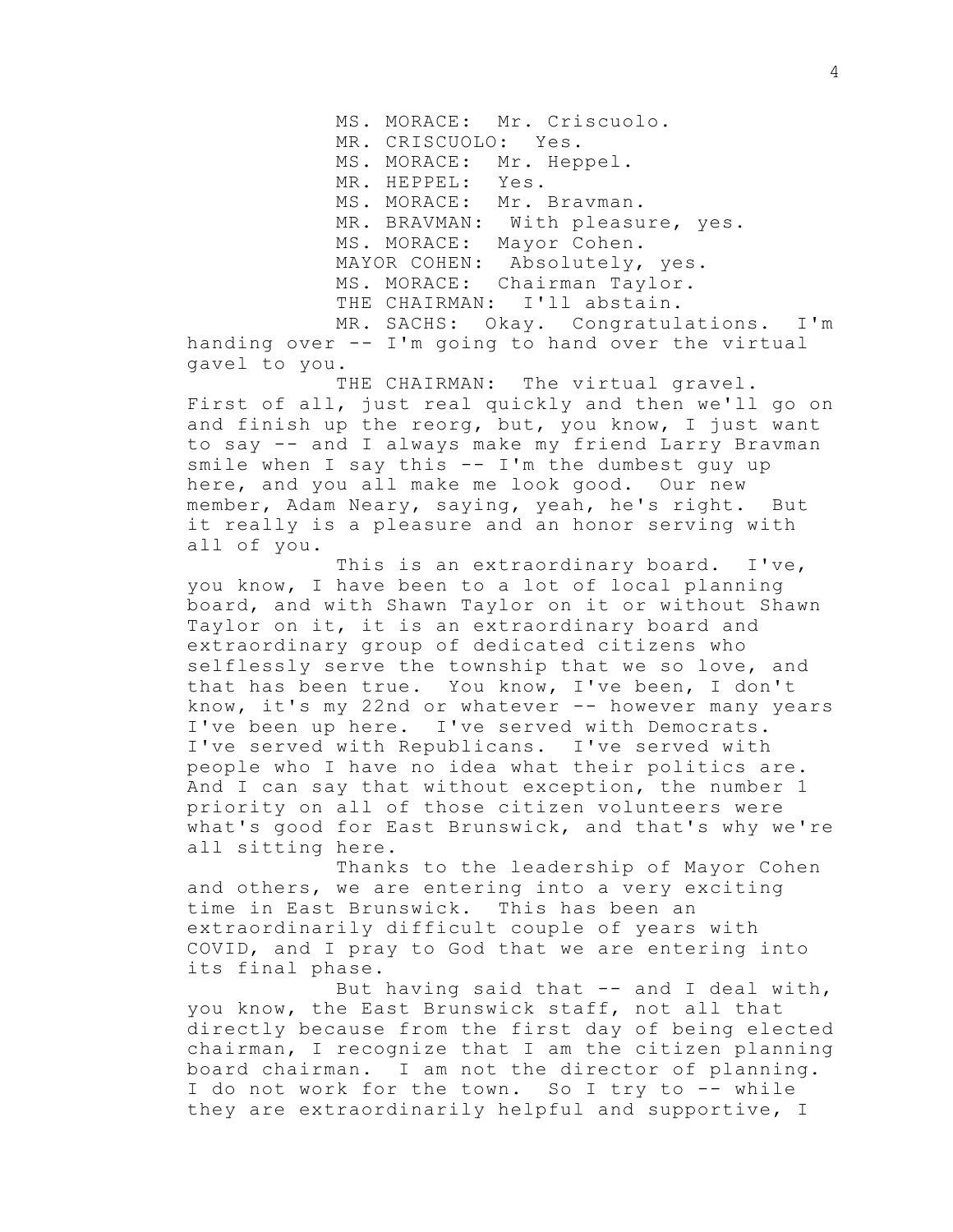MS. MORACE: Mr. Criscuolo.

MR. CRISCUOLO: Yes.

MS. MORACE: Mr. Heppel.

MR. HEPPEL: Yes.

MS. MORACE: Mr. Bravman.

MR. BRAVMAN: With pleasure, yes.

MS. MORACE: Mayor Cohen.

MAYOR COHEN: Absolutely, yes.

MS. MORACE: Chairman Taylor.

THE CHAIRMAN: I'll abstain.

MR. SACHS: Okay. Congratulations. I'm handing over -- I'm going to hand over the virtual gavel to you.

THE CHAIRMAN: The virtual gravel. First of all, just real quickly and then we'll go on and finish up the reorg, but, you know, I just want to say -- and I always make my friend Larry Bravman smile when I say this -- I'm the dumbest guy up here, and you all make me look good. Our new member, Adam Neary, saying, yeah, he's right. But it really is a pleasure and an honor serving with all of you.

This is an extraordinary board. I've, you know, I have been to a lot of local planning board, and with Shawn Taylor on it or without Shawn Taylor on it, it is an extraordinary board and extraordinary group of dedicated citizens who selflessly serve the township that we so love, and that has been true. You know, I've been, I don't know, it's my 22nd or whatever -- however many years I've been up here. I've served with Democrats. I've served with Republicans. I've served with people who I have no idea what their politics are. And I can say that without exception, the number 1 priority on all of those citizen volunteers were what's good for East Brunswick, and that's why we're all sitting here.

Thanks to the leadership of Mayor Cohen and others, we are entering into a very exciting time in East Brunswick. This has been an extraordinarily difficult couple of years with COVID, and I pray to God that we are entering into its final phase.

But having said that -- and I deal with, you know, the East Brunswick staff, not all that directly because from the first day of being elected chairman, I recognize that I am the citizen planning board chairman. I am not the director of planning. I do not work for the town. So I try to -- while they are extraordinarily helpful and supportive, I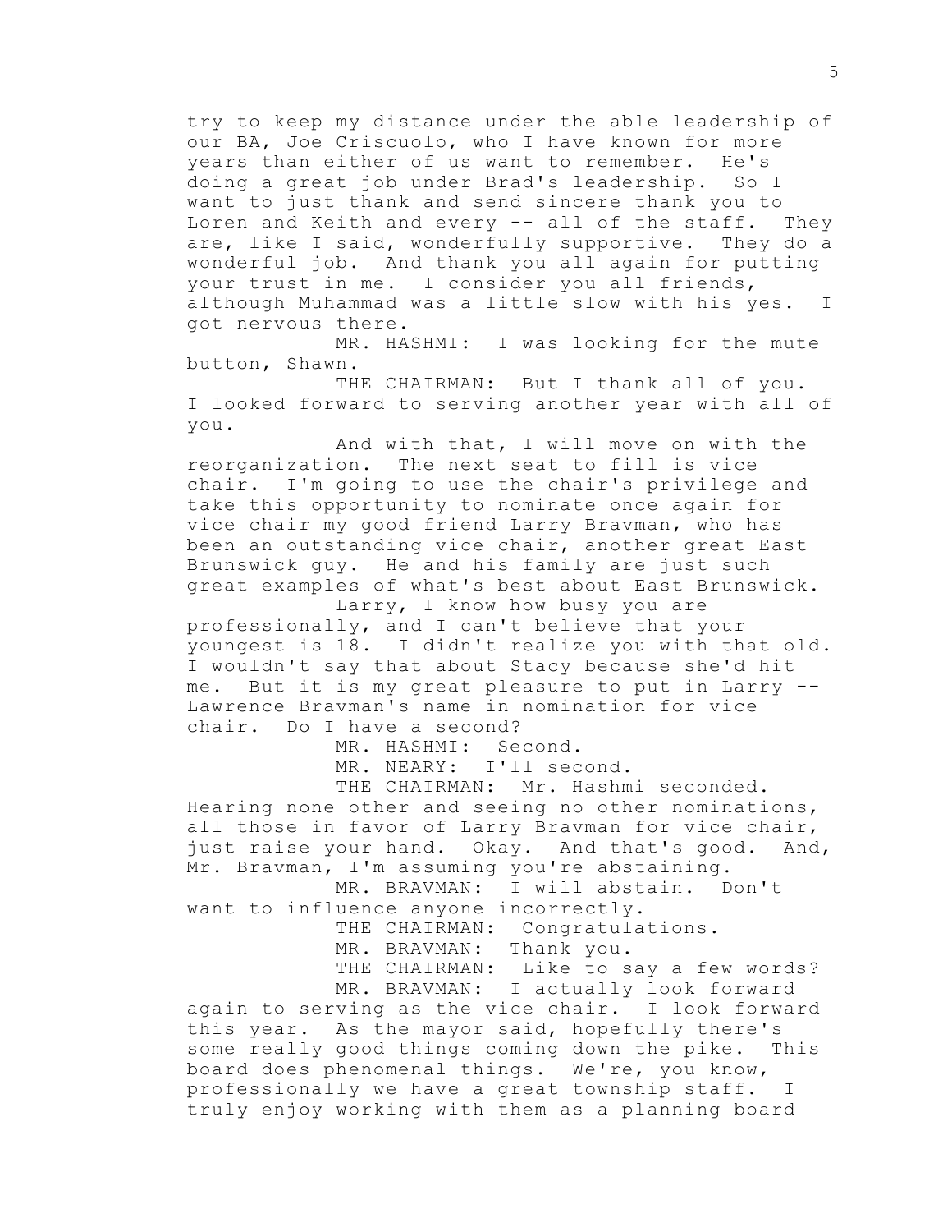try to keep my distance under the able leadership of our BA, Joe Criscuolo, who I have known for more years than either of us want to remember. He's doing a great job under Brad's leadership. So I want to just thank and send sincere thank you to Loren and Keith and every -- all of the staff. They are, like I said, wonderfully supportive. They do a wonderful job. And thank you all again for putting your trust in me. I consider you all friends, although Muhammad was a little slow with his yes. I got nervous there.

MR. HASHMI: I was looking for the mute button, Shawn.

THE CHAIRMAN: But I thank all of you. I looked forward to serving another year with all of you.

And with that, I will move on with the reorganization. The next seat to fill is vice chair. I'm going to use the chair's privilege and take this opportunity to nominate once again for vice chair my good friend Larry Bravman, who has been an outstanding vice chair, another great East Brunswick guy. He and his family are just such great examples of what's best about East Brunswick.

Larry, I know how busy you are professionally, and I can't believe that your youngest is 18. I didn't realize you with that old. I wouldn't say that about Stacy because she'd hit me. But it is my great pleasure to put in Larry -- Lawrence Bravman's name in nomination for vice chair. Do I have a second?

MR. HASHMI: Second.

MR. NEARY: I'll second.

THE CHAIRMAN: Mr. Hashmi seconded. Hearing none other and seeing no other nominations, all those in favor of Larry Bravman for vice chair, just raise your hand. Okay. And that's good. And, Mr. Bravman, I'm assuming you're abstaining.

MR. BRAVMAN: I will abstain. Don't want to influence anyone incorrectly.

THE CHAIRMAN: Congratulations.

MR. BRAVMAN: Thank you.

THE CHAIRMAN: Like to say a few words?

MR. BRAVMAN: I actually look forward again to serving as the vice chair. I look forward this year. As the mayor said, hopefully there's some really good things coming down the pike. This board does phenomenal things. We're, you know, professionally we have a great township staff. I truly enjoy working with them as a planning board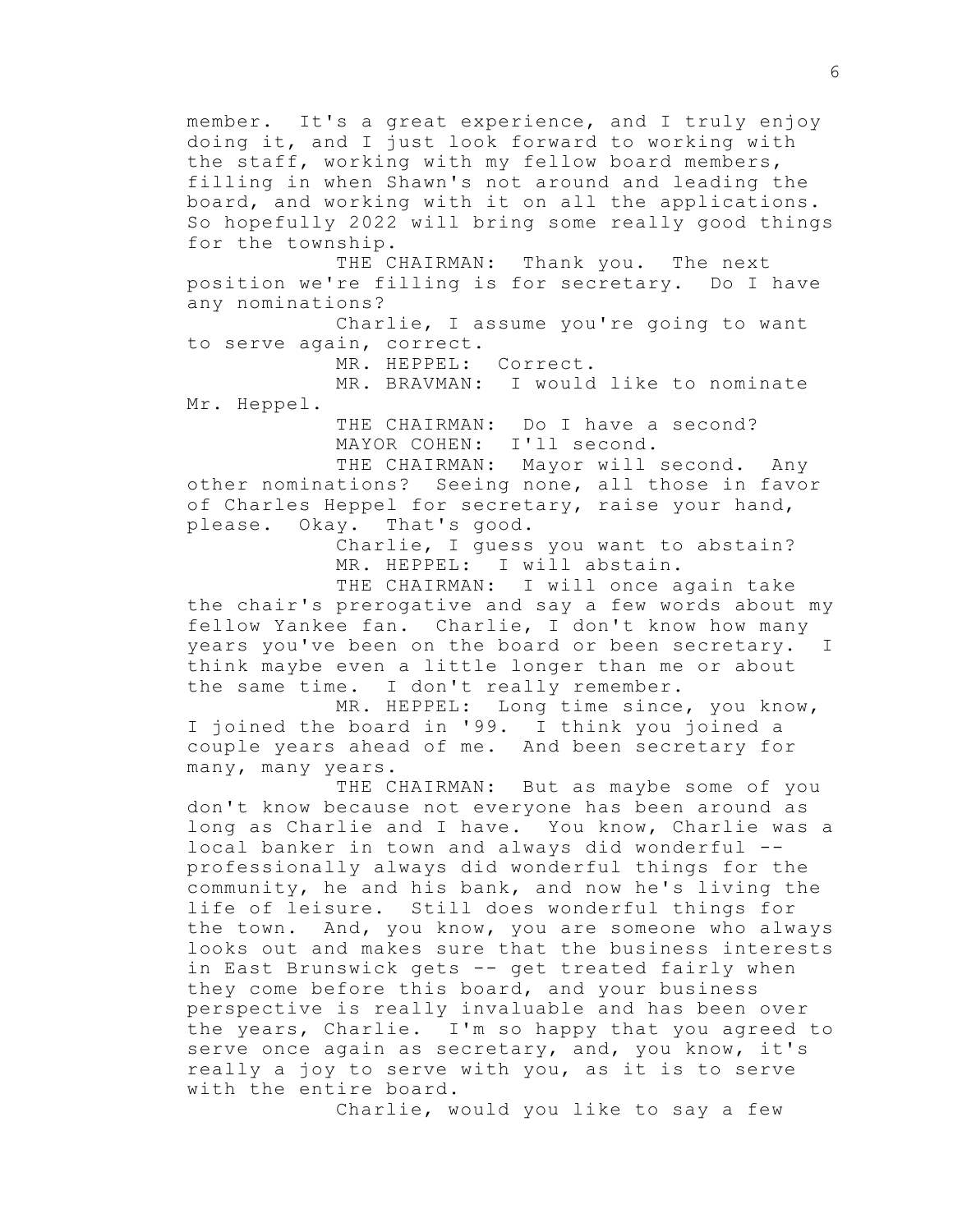member. It's a great experience, and I truly enjoy doing it, and I just look forward to working with the staff, working with my fellow board members, filling in when Shawn's not around and leading the board, and working with it on all the applications. So hopefully 2022 will bring some really good things for the township.

THE CHAIRMAN: Thank you. The next position we're filling is for secretary. Do I have any nominations?

Charlie, I assume you're going to want to serve again, correct.

MR. HEPPEL: Correct.

MR. BRAVMAN: I would like to nominate Mr. Heppel.

THE CHAIRMAN: Do I have a second?

MAYOR COHEN: I'll second.

THE CHAIRMAN: Mayor will second. Any other nominations? Seeing none, all those in favor of Charles Heppel for secretary, raise your hand, please. Okay. That's good.

Charlie, I guess you want to abstain?

MR. HEPPEL: I will abstain.

THE CHAIRMAN: I will once again take the chair's prerogative and say a few words about my fellow Yankee fan. Charlie, I don't know how many years you've been on the board or been secretary. I think maybe even a little longer than me or about the same time. I don't really remember.

MR. HEPPEL: Long time since, you know, I joined the board in '99. I think you joined a couple years ahead of me. And been secretary for many, many years.

THE CHAIRMAN: But as maybe some of you don't know because not everyone has been around as long as Charlie and I have. You know, Charlie was a local banker in town and always did wonderful -- professionally always did wonderful things for the community, he and his bank, and now he's living the life of leisure. Still does wonderful things for the town. And, you know, you are someone who always looks out and makes sure that the business interests in East Brunswick gets -- get treated fairly when they come before this board, and your business perspective is really invaluable and has been over the years, Charlie. I'm so happy that you agreed to serve once again as secretary, and, you know, it's really a joy to serve with you, as it is to serve with the entire board.

Charlie, would you like to say a few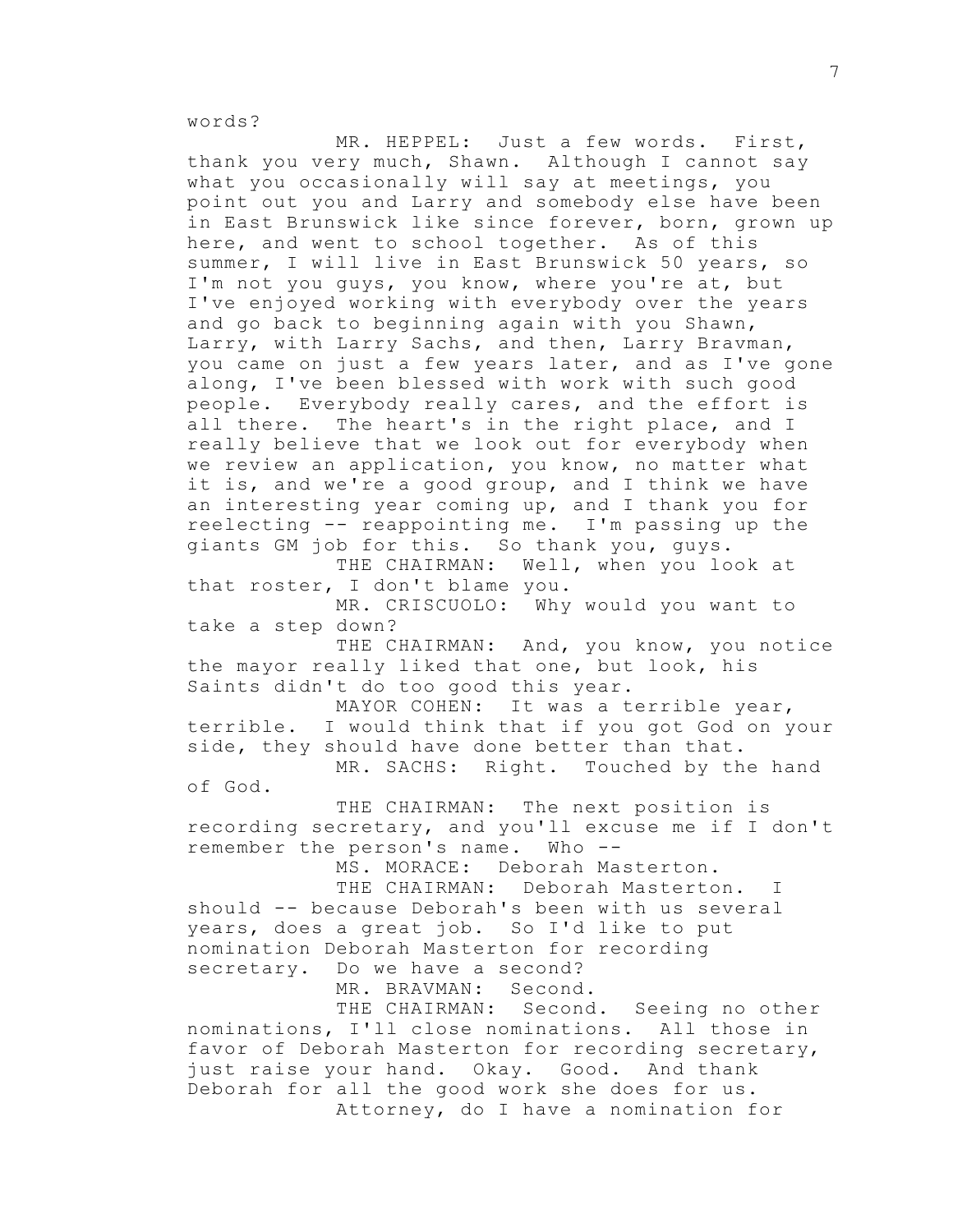words?

MR. HEPPEL: Just a few words. First, thank you very much, Shawn. Although I cannot say what you occasionally will say at meetings, you point out you and Larry and somebody else have been in East Brunswick like since forever, born, grown up here, and went to school together. As of this summer, I will live in East Brunswick 50 years, so I'm not you guys, you know, where you're at, but I've enjoyed working with everybody over the years and go back to beginning again with you Shawn, Larry, with Larry Sachs, and then, Larry Bravman, you came on just a few years later, and as I've gone along, I've been blessed with work with such good people. Everybody really cares, and the effort is all there. The heart's in the right place, and I really believe that we look out for everybody when we review an application, you know, no matter what it is, and we're a good group, and I think we have an interesting year coming up, and I thank you for reelecting -- reappointing me. I'm passing up the giants GM job for this. So thank you, guys.

THE CHAIRMAN: Well, when you look at that roster, I don't blame you.

MR. CRISCUOLO: Why would you want to take a step down?

THE CHAIRMAN: And, you know, you notice the mayor really liked that one, but look, his Saints didn't do too good this year.

MAYOR COHEN: It was a terrible year, terrible. I would think that if you got God on your side, they should have done better than that.

MR. SACHS: Right. Touched by the hand of God.

THE CHAIRMAN: The next position is recording secretary, and you'll excuse me if I don't remember the person's name. Who --

MS. MORACE: Deborah Masterton.

THE CHAIRMAN: Deborah Masterton. I should -- because Deborah's been with us several years, does a great job. So I'd like to put nomination Deborah Masterton for recording secretary. Do we have a second?

MR. BRAVMAN: Second.

THE CHAIRMAN: Second. Seeing no other nominations, I'll close nominations. All those in favor of Deborah Masterton for recording secretary, just raise your hand. Okay. Good. And thank Deborah for all the good work she does for us.

Attorney, do I have a nomination for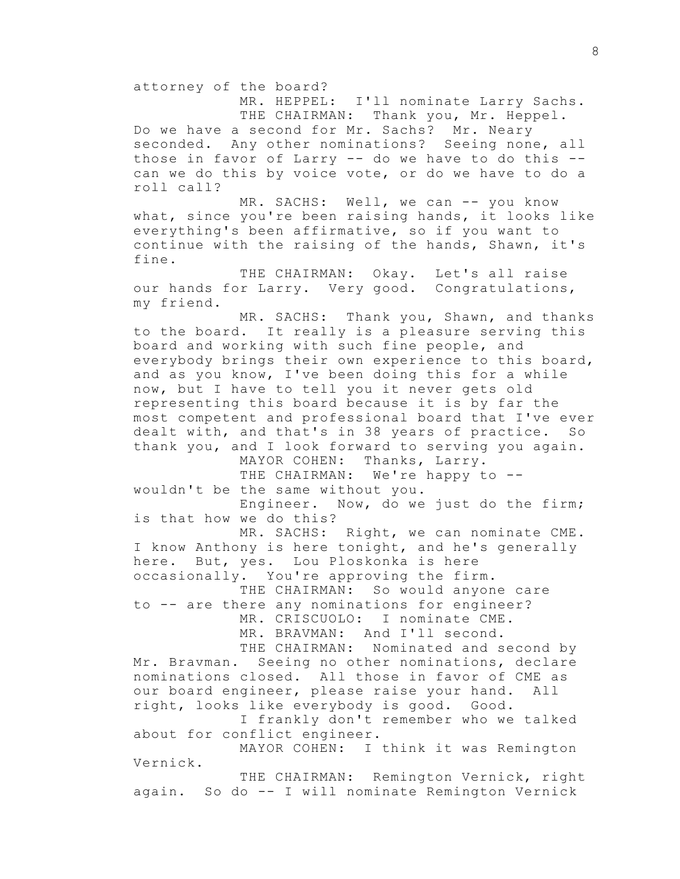attorney of the board?

MR. HEPPEL: I'll nominate Larry Sachs.

THE CHAIRMAN: Thank you, Mr. Heppel. Do we have a second for Mr. Sachs? Mr. Neary seconded. Any other nominations? Seeing none, all those in favor of Larry -- do we have to do this -- can we do this by voice vote, or do we have to do a roll call?

MR. SACHS: Well, we can -- you know what, since you're been raising hands, it looks like everything's been affirmative, so if you want to continue with the raising of the hands, Shawn, it's fine.

THE CHAIRMAN: Okay. Let's all raise our hands for Larry. Very good. Congratulations, my friend.

MR. SACHS: Thank you, Shawn, and thanks to the board. It really is a pleasure serving this board and working with such fine people, and everybody brings their own experience to this board, and as you know, I've been doing this for a while now, but I have to tell you it never gets old representing this board because it is by far the most competent and professional board that I've ever dealt with, and that's in 38 years of practice. So thank you, and I look forward to serving you again.

MAYOR COHEN: Thanks, Larry.

THE CHAIRMAN: We're happy to -- wouldn't be the same without you.

Engineer. Now, do we just do the firm; is that how we do this?

MR. SACHS: Right, we can nominate CME. I know Anthony is here tonight, and he's generally here. But, yes. Lou Ploskonka is here occasionally. You're approving the firm.

THE CHAIRMAN: So would anyone care to -- are there any nominations for engineer?

MR. CRISCUOLO: I nominate CME.

MR. BRAVMAN: And I'll second.

THE CHAIRMAN: Nominated and second by Mr. Bravman. Seeing no other nominations, declare nominations closed. All those in favor of CME as our board engineer, please raise your hand. All right, looks like everybody is good. Good.

I frankly don't remember who we talked about for conflict engineer.

MAYOR COHEN: I think it was Remington Vernick.

THE CHAIRMAN: Remington Vernick, right again. So do -- I will nominate Remington Vernick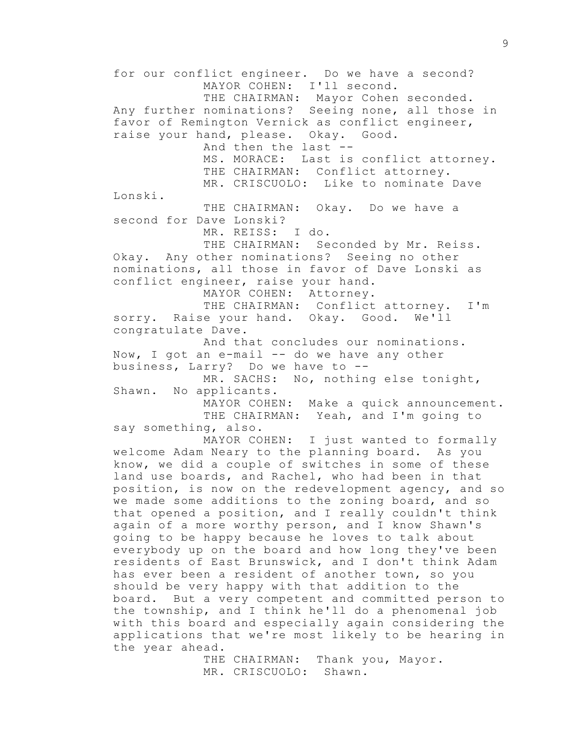for our conflict engineer. Do we have a second?

MAYOR COHEN: I'll second.

THE CHAIRMAN: Mayor Cohen seconded. Any further nominations? Seeing none, all those in favor of Remington Vernick as conflict engineer, raise your hand, please. Okay. Good.

And then the last --

MS. MORACE: Last is conflict attorney.

THE CHAIRMAN: Conflict attorney.

MR. CRISCUOLO: Like to nominate Dave Lonski.

THE CHAIRMAN: Okay. Do we have a second for Dave Lonski?

MR. REISS: I do.

THE CHAIRMAN: Seconded by Mr. Reiss. Okay. Any other nominations? Seeing no other nominations, all those in favor of Dave Lonski as conflict engineer, raise your hand.

MAYOR COHEN: Attorney.

THE CHAIRMAN: Conflict attorney. I'm sorry. Raise your hand. Okay. Good. We'll congratulate Dave.

And that concludes our nominations. Now, I got an e-mail -- do we have any other business, Larry? Do we have to --

MR. SACHS: No, nothing else tonight, Shawn. No applicants.

MAYOR COHEN: Make a quick announcement.

THE CHAIRMAN: Yeah, and I'm going to say something, also.

MAYOR COHEN: I just wanted to formally welcome Adam Neary to the planning board. As you know, we did a couple of switches in some of these land use boards, and Rachel, who had been in that position, is now on the redevelopment agency, and so we made some additions to the zoning board, and so that opened a position, and I really couldn't think again of a more worthy person, and I know Shawn's going to be happy because he loves to talk about everybody up on the board and how long they've been residents of East Brunswick, and I don't think Adam has ever been a resident of another town, so you should be very happy with that addition to the board. But a very competent and committed person to the township, and I think he'll do a phenomenal job with this board and especially again considering the applications that we're most likely to be hearing in the year ahead.

THE CHAIRMAN: Thank you, Mayor.

MR. CRISCUOLO: Shawn.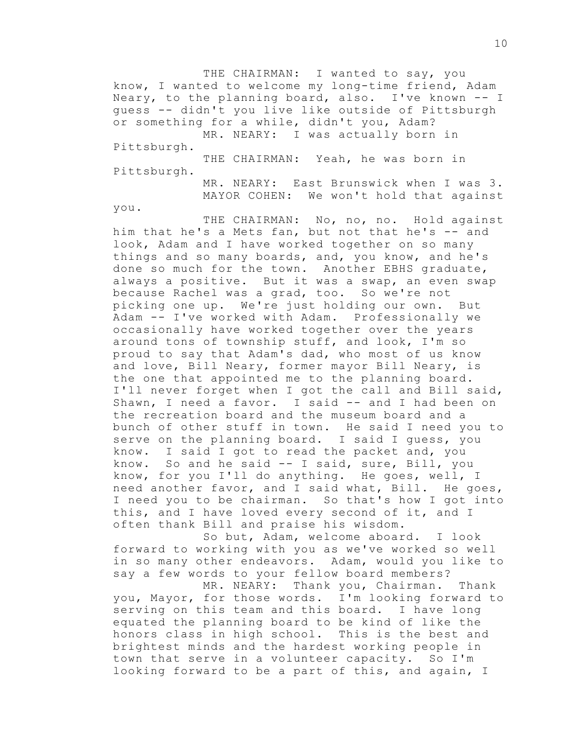THE CHAIRMAN: I wanted to say, you know, I wanted to welcome my long-time friend, Adam Neary, to the planning board, also. I've known -- I guess -- didn't you live like outside of Pittsburgh or something for a while, didn't you, Adam?

MR. NEARY: I was actually born in Pittsburgh.

THE CHAIRMAN: Yeah, he was born in Pittsburgh.

MR. NEARY: East Brunswick when I was 3.

MAYOR COHEN: We won't hold that against you.

THE CHAIRMAN: No, no, no. Hold against him that he's a Mets fan, but not that he's -- and look, Adam and I have worked together on so many things and so many boards, and, you know, and he's done so much for the town. Another EBHS graduate, always a positive. But it was a swap, an even swap because Rachel was a grad, too. So we're not picking one up. We're just holding our own. But Adam -- I've worked with Adam. Professionally we occasionally have worked together over the years around tons of township stuff, and look, I'm so proud to say that Adam's dad, who most of us know and love, Bill Neary, former mayor Bill Neary, is the one that appointed me to the planning board. I'll never forget when I got the call and Bill said, Shawn, I need a favor. I said -- and I had been on the recreation board and the museum board and a bunch of other stuff in town. He said I need you to serve on the planning board. I said I guess, you know. I said I got to read the packet and, you know. So and he said -- I said, sure, Bill, you know, for you I'll do anything. He goes, well, I need another favor, and I said what, Bill. He goes, I need you to be chairman. So that's how I got into this, and I have loved every second of it, and I often thank Bill and praise his wisdom.

So but, Adam, welcome aboard. I look forward to working with you as we've worked so well in so many other endeavors. Adam, would you like to say a few words to your fellow board members?

MR. NEARY: Thank you, Chairman. Thank you, Mayor, for those words. I'm looking forward to serving on this team and this board. I have long equated the planning board to be kind of like the honors class in high school. This is the best and brightest minds and the hardest working people in town that serve in a volunteer capacity. So I'm looking forward to be a part of this, and again, I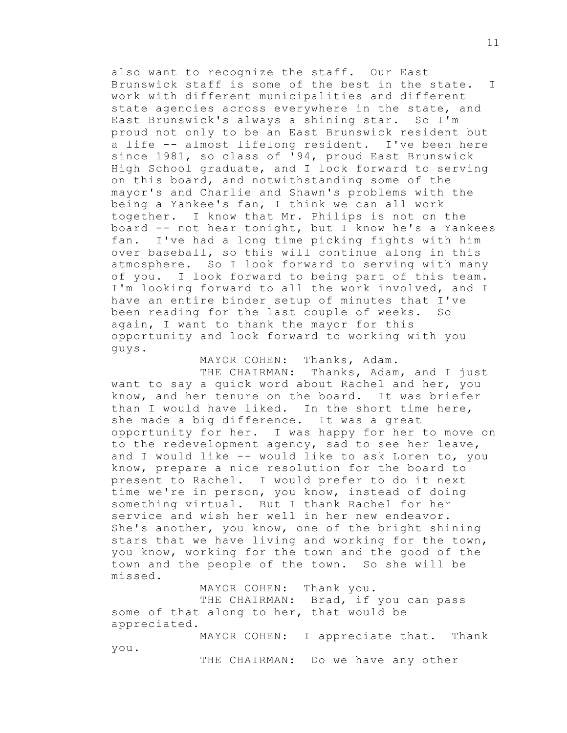also want to recognize the staff. Our East Brunswick staff is some of the best in the state. I work with different municipalities and different state agencies across everywhere in the state, and East Brunswick's always a shining star. So I'm proud not only to be an East Brunswick resident but a life -- almost lifelong resident. I've been here since 1981, so class of '94, proud East Brunswick High School graduate, and I look forward to serving on this board, and notwithstanding some of the mayor's and Charlie and Shawn's problems with the being a Yankee's fan, I think we can all work together. I know that Mr. Philips is not on the board -- not hear tonight, but I know he's a Yankees fan. I've had a long time picking fights with him over baseball, so this will continue along in this atmosphere. So I look forward to serving with many of you. I look forward to being part of this team. I'm looking forward to all the work involved, and I have an entire binder setup of minutes that I've been reading for the last couple of weeks. So again, I want to thank the mayor for this opportunity and look forward to working with you guys.

MAYOR COHEN: Thanks, Adam.

THE CHAIRMAN: Thanks, Adam, and I just want to say a quick word about Rachel and her, you know, and her tenure on the board. It was briefer than I would have liked. In the short time here, she made a big difference. It was a great opportunity for her. I was happy for her to move on to the redevelopment agency, sad to see her leave, and I would like -- would like to ask Loren to, you know, prepare a nice resolution for the board to present to Rachel. I would prefer to do it next time we're in person, you know, instead of doing something virtual. But I thank Rachel for her service and wish her well in her new endeavor. She's another, you know, one of the bright shining stars that we have living and working for the town, you know, working for the town and the good of the town and the people of the town. So she will be missed.

MAYOR COHEN: Thank you.

THE CHAIRMAN: Brad, if you can pass some of that along to her, that would be appreciated.

MAYOR COHEN: I appreciate that. Thank you.

THE CHAIRMAN: Do we have any other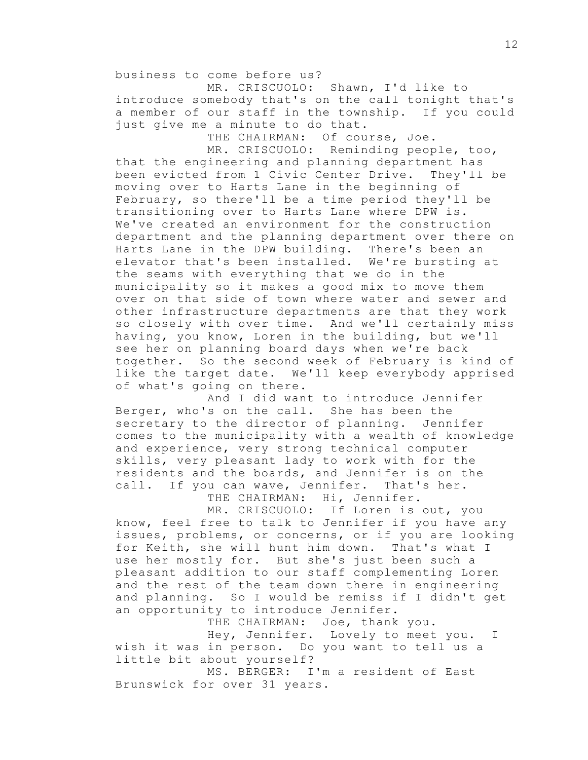business to come before us?

MR. CRISCUOLO: Shawn, I'd like to introduce somebody that's on the call tonight that's a member of our staff in the township. If you could just give me a minute to do that.

THE CHAIRMAN: Of course, Joe.

MR. CRISCUOLO: Reminding people, too, that the engineering and planning department has been evicted from 1 Civic Center Drive. They'll be moving over to Harts Lane in the beginning of February, so there'll be a time period they'll be transitioning over to Harts Lane where DPW is. We've created an environment for the construction department and the planning department over there on Harts Lane in the DPW building. There's been an elevator that's been installed. We're bursting at the seams with everything that we do in the municipality so it makes a good mix to move them over on that side of town where water and sewer and other infrastructure departments are that they work so closely with over time. And we'll certainly miss having, you know, Loren in the building, but we'll see her on planning board days when we're back together. So the second week of February is kind of like the target date. We'll keep everybody apprised of what's going on there.

And I did want to introduce Jennifer Berger, who's on the call. She has been the secretary to the director of planning. Jennifer comes to the municipality with a wealth of knowledge and experience, very strong technical computer skills, very pleasant lady to work with for the residents and the boards, and Jennifer is on the call. If you can wave, Jennifer. That's her.

THE CHAIRMAN: Hi, Jennifer.

MR. CRISCUOLO: If Loren is out, you know, feel free to talk to Jennifer if you have any issues, problems, or concerns, or if you are looking for Keith, she will hunt him down. That's what I use her mostly for. But she's just been such a pleasant addition to our staff complementing Loren and the rest of the team down there in engineering and planning. So I would be remiss if I didn't get an opportunity to introduce Jennifer.

THE CHAIRMAN: Joe, thank you.

Hey, Jennifer. Lovely to meet you. I wish it was in person. Do you want to tell us a little bit about yourself?

MS. BERGER: I'm a resident of East Brunswick for over 31 years.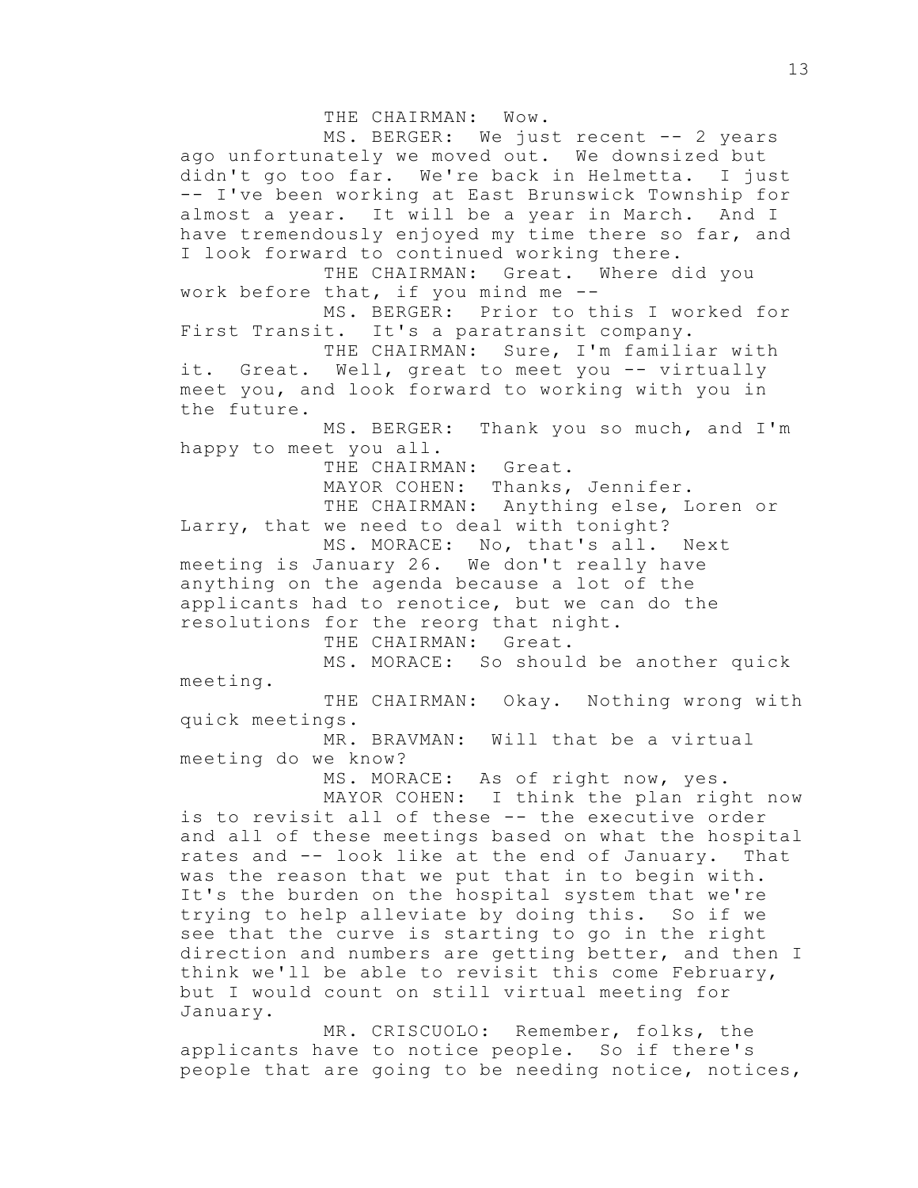THE CHAIRMAN: Wow.

MS. BERGER: We just recent -- 2 years ago unfortunately we moved out. We downsized but didn't go too far. We're back in Helmetta. I just -- I've been working at East Brunswick Township for almost a year. It will be a year in March. And I have tremendously enjoyed my time there so far, and I look forward to continued working there.

THE CHAIRMAN: Great. Where did you work before that, if you mind me --

MS. BERGER: Prior to this I worked for First Transit. It's a paratransit company.

THE CHAIRMAN: Sure, I'm familiar with it. Great. Well, great to meet you -- virtually meet you, and look forward to working with you in the future.

MS. BERGER: Thank you so much, and I'm happy to meet you all.

THE CHAIRMAN: Great.

MAYOR COHEN: Thanks, Jennifer.

THE CHAIRMAN: Anything else, Loren or Larry, that we need to deal with tonight?

MS. MORACE: No, that's all. Next meeting is January 26. We don't really have anything on the agenda because a lot of the applicants had to renotice, but we can do the resolutions for the reorg that night.

THE CHAIRMAN: Great.

MS. MORACE: So should be another quick meeting.

THE CHAIRMAN: Okay. Nothing wrong with quick meetings.

MR. BRAVMAN: Will that be a virtual meeting do we know?

MS. MORACE: As of right now, yes.

MAYOR COHEN: I think the plan right now is to revisit all of these -- the executive order and all of these meetings based on what the hospital rates and -- look like at the end of January. That was the reason that we put that in to begin with. It's the burden on the hospital system that we're trying to help alleviate by doing this. So if we see that the curve is starting to go in the right direction and numbers are getting better, and then I think we'll be able to revisit this come February, but I would count on still virtual meeting for January.

MR. CRISCUOLO: Remember, folks, the applicants have to notice people. So if there's people that are going to be needing notice, notices,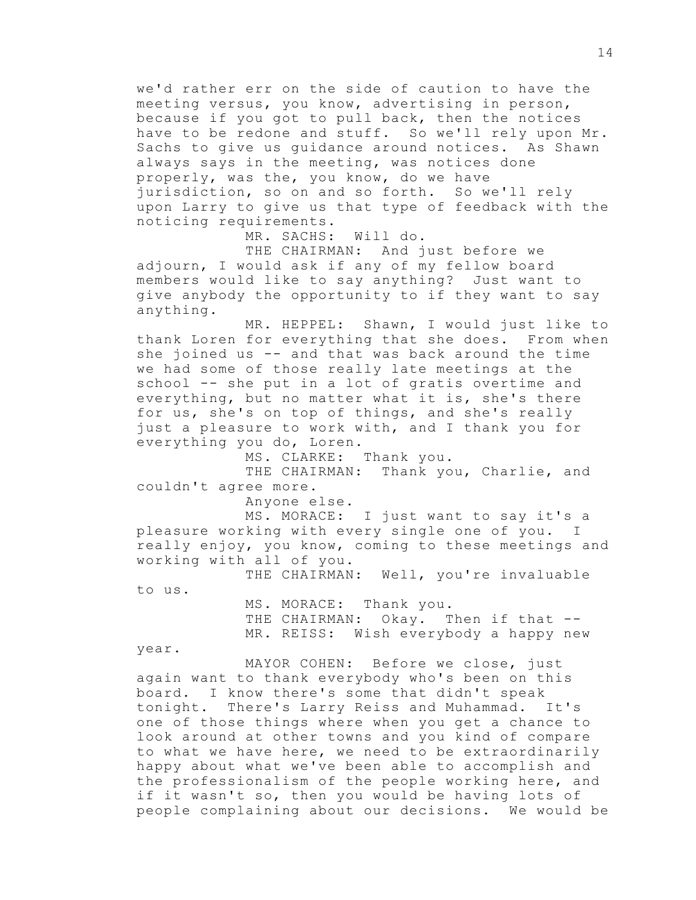we'd rather err on the side of caution to have the meeting versus, you know, advertising in person, because if you got to pull back, then the notices have to be redone and stuff. So we'll rely upon Mr. Sachs to give us guidance around notices. As Shawn always says in the meeting, was notices done properly, was the, you know, do we have jurisdiction, so on and so forth. So we'll rely upon Larry to give us that type of feedback with the noticing requirements.

MR. SACHS: Will do.

THE CHAIRMAN: And just before we adjourn, I would ask if any of my fellow board members would like to say anything? Just want to give anybody the opportunity to if they want to say anything.

MR. HEPPEL: Shawn, I would just like to thank Loren for everything that she does. From when she joined us -- and that was back around the time we had some of those really late meetings at the school -- she put in a lot of gratis overtime and everything, but no matter what it is, she's there for us, she's on top of things, and she's really just a pleasure to work with, and I thank you for everything you do, Loren.

MS. CLARKE: Thank you.

THE CHAIRMAN: Thank you, Charlie, and couldn't agree more.

Anyone else.

MS. MORACE: I just want to say it's a pleasure working with every single one of you. I really enjoy, you know, coming to these meetings and working with all of you.

THE CHAIRMAN: Well, you're invaluable to us.

MS. MORACE: Thank you.

THE CHAIRMAN: Okay. Then if that --

MR. REISS: Wish everybody a happy new year.

MAYOR COHEN: Before we close, just again want to thank everybody who's been on this board. I know there's some that didn't speak tonight. There's Larry Reiss and Muhammad. It's one of those things where when you get a chance to look around at other towns and you kind of compare to what we have here, we need to be extraordinarily happy about what we've been able to accomplish and the professionalism of the people working here, and if it wasn't so, then you would be having lots of people complaining about our decisions. We would be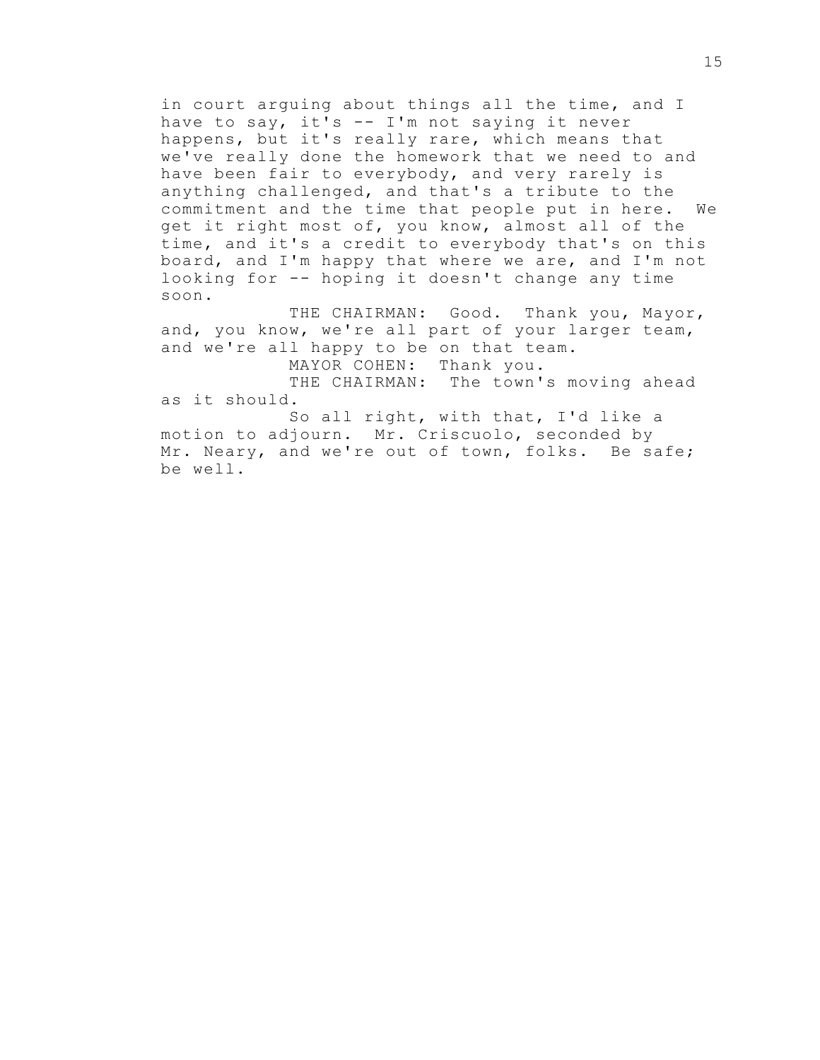in court arguing about things all the time, and I have to say, it's -- I'm not saying it never happens, but it's really rare, which means that we've really done the homework that we need to and have been fair to everybody, and very rarely is anything challenged, and that's a tribute to the commitment and the time that people put in here. We get it right most of, you know, almost all of the time, and it's a credit to everybody that's on this board, and I'm happy that where we are, and I'm not looking for -- hoping it doesn't change any time soon.

THE CHAIRMAN: Good. Thank you, Mayor, and, you know, we're all part of your larger team, and we're all happy to be on that team.

MAYOR COHEN: Thank you.

THE CHAIRMAN: The town's moving ahead as it should.

So all right, with that, I'd like a motion to adjourn. Mr. Criscuolo, seconded by Mr. Neary, and we're out of town, folks. Be safe; be well.